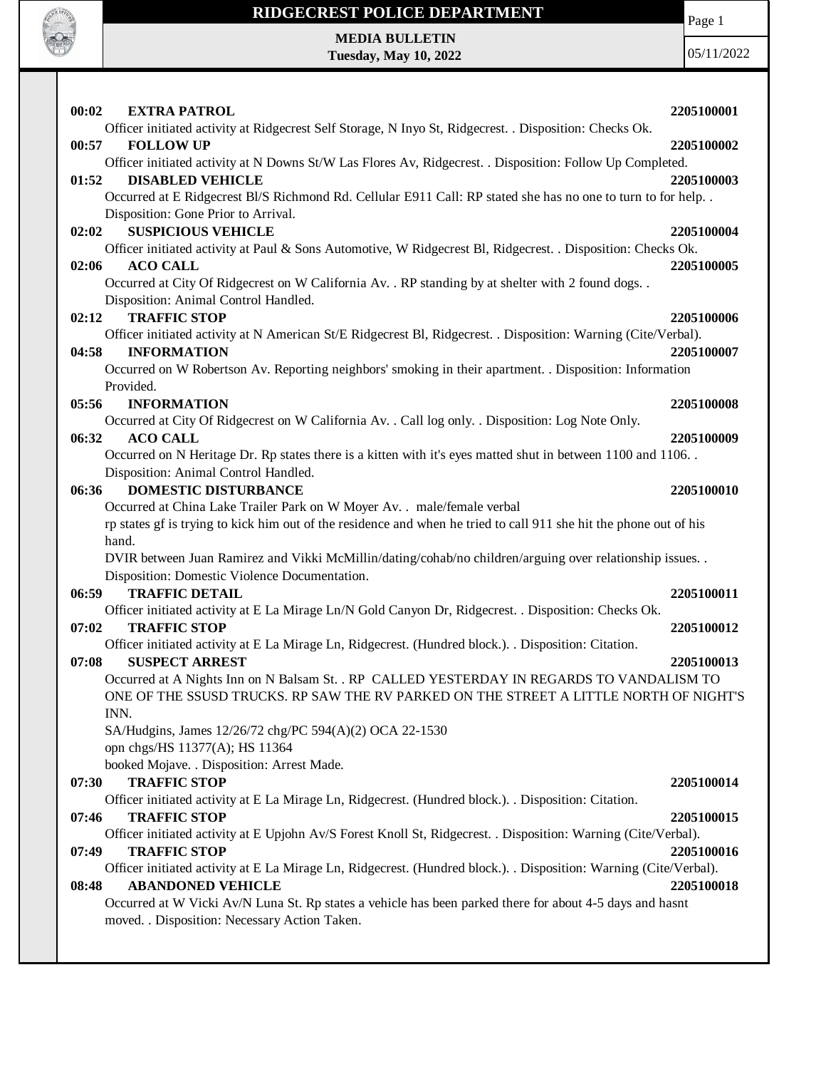# RIDGECREST POLICE DEPARTMENT

**MEDIA BULLETIN**
**Tuesday, May 10, 2022**

05/11/2022

**00:02 EXTRA PATROL** **2205100001**
Officer initiated activity at Ridgecrest Self Storage, N Inyo St, Ridgecrest. . Disposition: Checks Ok.

**00:57 FOLLOW UP** **2205100002**
Officer initiated activity at N Downs St/W Las Flores Av, Ridgecrest. . Disposition: Follow Up Completed.

**01:52 DISABLED VEHICLE** **2205100003**
Occurred at E Ridgecrest Bl/S Richmond Rd. Cellular E911 Call: RP stated she has no one to turn to for help. . Disposition: Gone Prior to Arrival.

**02:02 SUSPICIOUS VEHICLE** **2205100004**
Officer initiated activity at Paul & Sons Automotive, W Ridgecrest Bl, Ridgecrest. . Disposition: Checks Ok.

**02:06 ACO CALL** **2205100005**
Occurred at City Of Ridgecrest on W California Av. . RP standing by at shelter with 2 found dogs. . Disposition: Animal Control Handled.

**02:12 TRAFFIC STOP** **2205100006**
Officer initiated activity at N American St/E Ridgecrest Bl, Ridgecrest. . Disposition: Warning (Cite/Verbal).

**04:58 INFORMATION** **2205100007**
Occurred on W Robertson Av. Reporting neighbors' smoking in their apartment. . Disposition: Information Provided.

**05:56 INFORMATION** **2205100008**
Occurred at City Of Ridgecrest on W California Av. . Call log only. . Disposition: Log Note Only.

**06:32 ACO CALL** **2205100009**
Occurred on N Heritage Dr. Rp states there is a kitten with it's eyes matted shut in between 1100 and 1106. . Disposition: Animal Control Handled.

**06:36 DOMESTIC DISTURBANCE** **2205100010**
Occurred at China Lake Trailer Park on W Moyer Av. . male/female verbal
rp states gf is trying to kick him out of the residence and when he tried to call 911 she hit the phone out of his hand.
DVIR between Juan Ramirez and Vikki McMillin/dating/cohab/no children/arguing over relationship issues. . Disposition: Domestic Violence Documentation.

**06:59 TRAFFIC DETAIL** **2205100011**
Officer initiated activity at E La Mirage Ln/N Gold Canyon Dr, Ridgecrest. . Disposition: Checks Ok.

**07:02 TRAFFIC STOP** **2205100012**
Officer initiated activity at E La Mirage Ln, Ridgecrest. (Hundred block.). . Disposition: Citation.

**07:08 SUSPECT ARREST** **2205100013**
Occurred at A Nights Inn on N Balsam St. . RP CALLED YESTERDAY IN REGARDS TO VANDALISM TO ONE OF THE SSUSD TRUCKS. RP SAW THE RV PARKED ON THE STREET A LITTLE NORTH OF NIGHT'S INN.
SA/Hudgins, James 12/26/72 chg/PC 594(A)(2) OCA 22-1530
opn chgs/HS 11377(A); HS 11364
booked Mojave. . Disposition: Arrest Made.

**07:30 TRAFFIC STOP** **2205100014**
Officer initiated activity at E La Mirage Ln, Ridgecrest. (Hundred block.). . Disposition: Citation.

**07:46 TRAFFIC STOP** **2205100015**
Officer initiated activity at E Upjohn Av/S Forest Knoll St, Ridgecrest. . Disposition: Warning (Cite/Verbal).

**07:49 TRAFFIC STOP** **2205100016**
Officer initiated activity at E La Mirage Ln, Ridgecrest. (Hundred block.). . Disposition: Warning (Cite/Verbal).

**08:48 ABANDONED VEHICLE** **2205100018**
Occurred at W Vicki Av/N Luna St. Rp states a vehicle has been parked there for about 4-5 days and hasnt moved. . Disposition: Necessary Action Taken.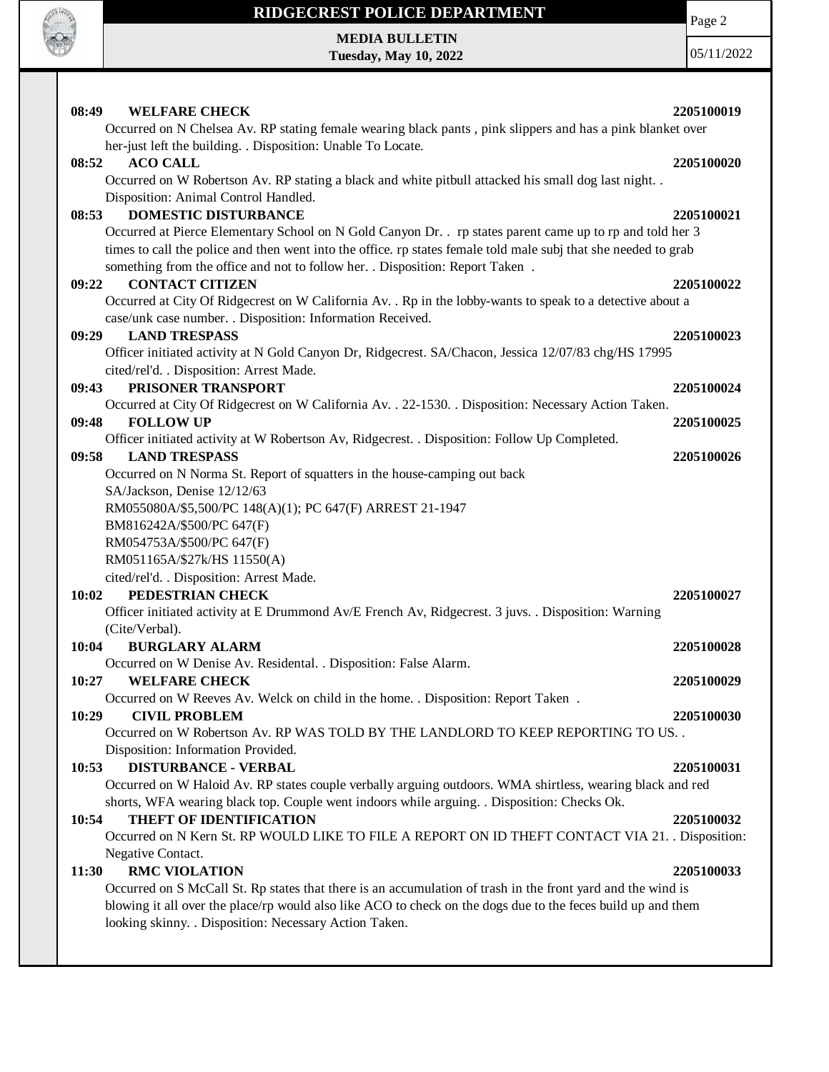**08:49 WELFARE CHECK** **2205100019**

Occurred on N Chelsea Av. RP stating female wearing black pants , pink slippers and has a pink blanket over her-just left the building. . Disposition: Unable To Locate.

**08:52 ACO CALL** **2205100020**

Occurred on W Robertson Av. RP stating a black and white pitbull attacked his small dog last night. . Disposition: Animal Control Handled.

**08:53 DOMESTIC DISTURBANCE** **2205100021**

Occurred at Pierce Elementary School on N Gold Canyon Dr. . rp states parent came up to rp and told her 3 times to call the police and then went into the office. rp states female told male subj that she needed to grab something from the office and not to follow her. . Disposition: Report Taken .

**09:22 CONTACT CITIZEN** **2205100022**

Occurred at City Of Ridgecrest on W California Av. . Rp in the lobby-wants to speak to a detective about a case/unk case number. . Disposition: Information Received.

**09:29 LAND TRESPASS** **2205100023**

Officer initiated activity at N Gold Canyon Dr, Ridgecrest. SA/Chacon, Jessica 12/07/83 chg/HS 17995 cited/rel'd. . Disposition: Arrest Made.

**09:43 PRISONER TRANSPORT** **2205100024**

Occurred at City Of Ridgecrest on W California Av. . 22-1530. . Disposition: Necessary Action Taken.

**09:48 FOLLOW UP** **2205100025**

Officer initiated activity at W Robertson Av, Ridgecrest. . Disposition: Follow Up Completed.

**09:58 LAND TRESPASS** **2205100026**

Occurred on N Norma St. Report of squatters in the house-camping out back
SA/Jackson, Denise 12/12/63
RM055080A/$5,500/PC 148(A)(1); PC 647(F) ARREST 21-1947
BM816242A/$500/PC 647(F)
RM054753A/$500/PC 647(F)
RM051165A/$27k/HS 11550(A)
cited/rel'd. . Disposition: Arrest Made.

**10:02 PEDESTRIAN CHECK** **2205100027**

Officer initiated activity at E Drummond Av/E French Av, Ridgecrest. 3 juvs. . Disposition: Warning (Cite/Verbal).

**10:04 BURGLARY ALARM** **2205100028**

Occurred on W Denise Av. Residental. . Disposition: False Alarm.

**10:27 WELFARE CHECK** **2205100029**

Occurred on W Reeves Av. Welck on child in the home. . Disposition: Report Taken .

**10:29 CIVIL PROBLEM** **2205100030**

Occurred on W Robertson Av. RP WAS TOLD BY THE LANDLORD TO KEEP REPORTING TO US. . Disposition: Information Provided.

**10:53 DISTURBANCE - VERBAL** **2205100031**

Occurred on W Haloid Av. RP states couple verbally arguing outdoors. WMA shirtless, wearing black and red shorts, WFA wearing black top. Couple went indoors while arguing. . Disposition: Checks Ok.

**10:54 THEFT OF IDENTIFICATION** **2205100032**

Occurred on N Kern St. RP WOULD LIKE TO FILE A REPORT ON ID THEFT CONTACT VIA 21. . Disposition: Negative Contact.

**11:30 RMC VIOLATION** **2205100033**

Occurred on S McCall St. Rp states that there is an accumulation of trash in the front yard and the wind is blowing it all over the place/rp would also like ACO to check on the dogs due to the feces build up and them looking skinny. . Disposition: Necessary Action Taken.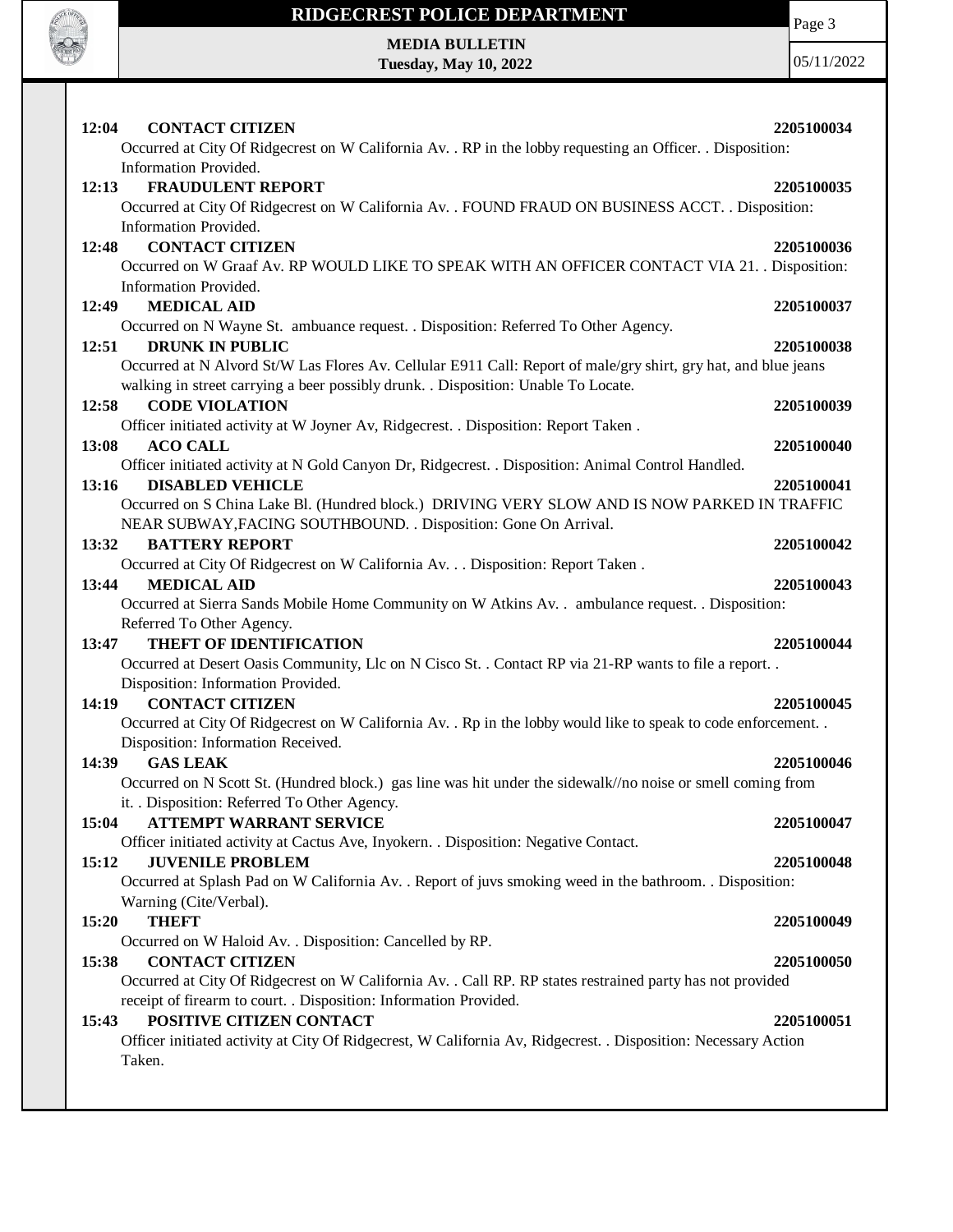**12:04 CONTACT CITIZEN** **2205100034**

Occurred at City Of Ridgecrest on W California Av. . RP in the lobby requesting an Officer. . Disposition: Information Provided.

**12:13 FRAUDULENT REPORT** **2205100035**

Occurred at City Of Ridgecrest on W California Av. . FOUND FRAUD ON BUSINESS ACCT. . Disposition: Information Provided.

**12:48 CONTACT CITIZEN** **2205100036**

Occurred on W Graaf Av. RP WOULD LIKE TO SPEAK WITH AN OFFICER CONTACT VIA 21. . Disposition: Information Provided.

**12:49 MEDICAL AID** **2205100037**

Occurred on N Wayne St. ambuance request. . Disposition: Referred To Other Agency.

**12:51 DRUNK IN PUBLIC** **2205100038**

Occurred at N Alvord St/W Las Flores Av. Cellular E911 Call: Report of male/gry shirt, gry hat, and blue jeans walking in street carrying a beer possibly drunk. . Disposition: Unable To Locate.

**12:58 CODE VIOLATION** **2205100039**

Officer initiated activity at W Joyner Av, Ridgecrest. . Disposition: Report Taken .

**13:08 ACO CALL** **2205100040**

Officer initiated activity at N Gold Canyon Dr, Ridgecrest. . Disposition: Animal Control Handled.

**13:16 DISABLED VEHICLE** **2205100041**

Occurred on S China Lake Bl. (Hundred block.) DRIVING VERY SLOW AND IS NOW PARKED IN TRAFFIC NEAR SUBWAY,FACING SOUTHBOUND. . Disposition: Gone On Arrival.

**13:32 BATTERY REPORT** **2205100042**

Occurred at City Of Ridgecrest on W California Av. . . Disposition: Report Taken .

**13:44 MEDICAL AID** **2205100043**

Occurred at Sierra Sands Mobile Home Community on W Atkins Av. . ambulance request. . Disposition: Referred To Other Agency.

**13:47 THEFT OF IDENTIFICATION** **2205100044**

Occurred at Desert Oasis Community, Llc on N Cisco St. . Contact RP via 21-RP wants to file a report. . Disposition: Information Provided.

**14:19 CONTACT CITIZEN** **2205100045**

Occurred at City Of Ridgecrest on W California Av. . Rp in the lobby would like to speak to code enforcement. . Disposition: Information Received.

**14:39 GAS LEAK** **2205100046**

Occurred on N Scott St. (Hundred block.) gas line was hit under the sidewalk//no noise or smell coming from it. . Disposition: Referred To Other Agency.

**15:04 ATTEMPT WARRANT SERVICE** **2205100047**

Officer initiated activity at Cactus Ave, Inyokern. . Disposition: Negative Contact.

**15:12 JUVENILE PROBLEM** **2205100048**

Occurred at Splash Pad on W California Av. . Report of juvs smoking weed in the bathroom. . Disposition: Warning (Cite/Verbal).

**15:20 THEFT** **2205100049**

Occurred on W Haloid Av. . Disposition: Cancelled by RP.

**15:38 CONTACT CITIZEN** **2205100050**

Occurred at City Of Ridgecrest on W California Av. . Call RP. RP states restrained party has not provided receipt of firearm to court. . Disposition: Information Provided.

**15:43 POSITIVE CITIZEN CONTACT** **2205100051**

Officer initiated activity at City Of Ridgecrest, W California Av, Ridgecrest. . Disposition: Necessary Action Taken.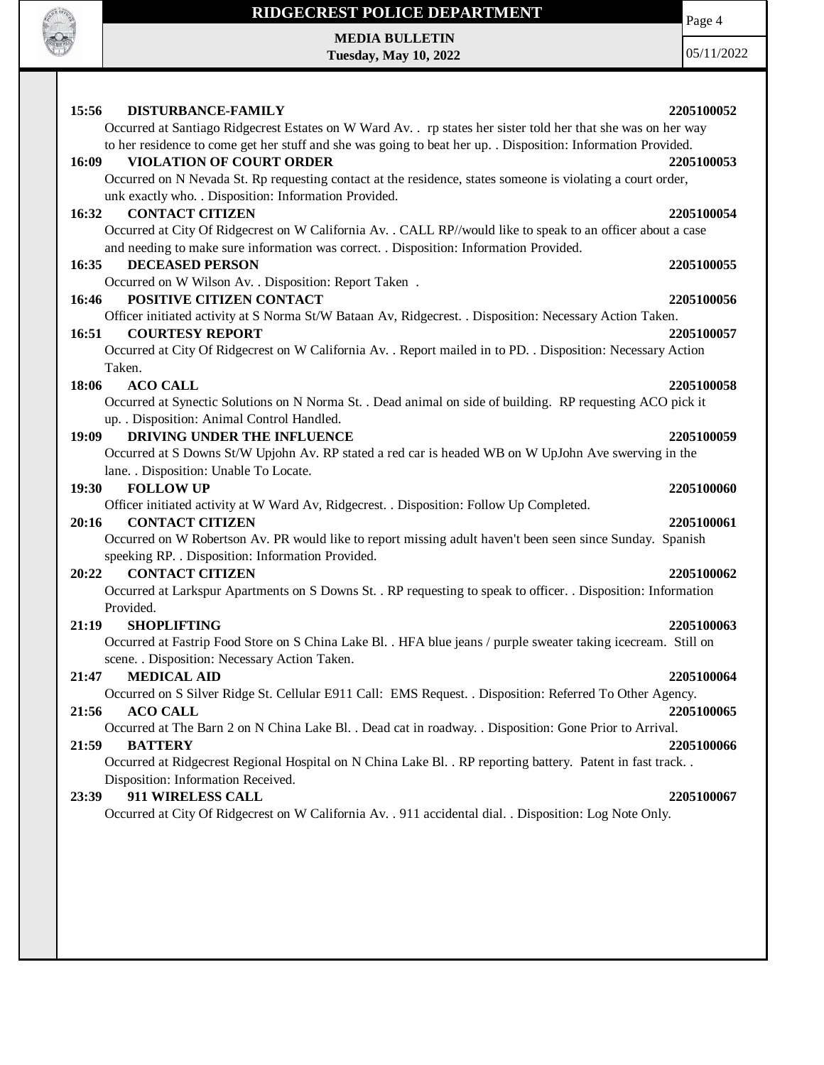**15:56 DISTURBANCE-FAMILY 2205100052**

Occurred at Santiago Ridgecrest Estates on W Ward Av. . rp states her sister told her that she was on her way to her residence to come get her stuff and she was going to beat her up. . Disposition: Information Provided.

**16:09 VIOLATION OF COURT ORDER 2205100053**

Occurred on N Nevada St. Rp requesting contact at the residence, states someone is violating a court order, unk exactly who. . Disposition: Information Provided.

**16:32 CONTACT CITIZEN 2205100054**

Occurred at City Of Ridgecrest on W California Av. . CALL RP//would like to speak to an officer about a case and needing to make sure information was correct. . Disposition: Information Provided.

**16:35 DECEASED PERSON 2205100055**

Occurred on W Wilson Av. . Disposition: Report Taken .

**16:46 POSITIVE CITIZEN CONTACT 2205100056**

Officer initiated activity at S Norma St/W Bataan Av, Ridgecrest. . Disposition: Necessary Action Taken.

**16:51 COURTESY REPORT 2205100057**

Occurred at City Of Ridgecrest on W California Av. . Report mailed in to PD. . Disposition: Necessary Action Taken.

**18:06 ACO CALL 2205100058**

Occurred at Synectic Solutions on N Norma St. . Dead animal on side of building. RP requesting ACO pick it up. . Disposition: Animal Control Handled.

**19:09 DRIVING UNDER THE INFLUENCE 2205100059**

Occurred at S Downs St/W Upjohn Av. RP stated a red car is headed WB on W UpJohn Ave swerving in the lane. . Disposition: Unable To Locate.

**19:30 FOLLOW UP 2205100060**

Officer initiated activity at W Ward Av, Ridgecrest. . Disposition: Follow Up Completed.

**20:16 CONTACT CITIZEN 2205100061**

Occurred on W Robertson Av. PR would like to report missing adult haven't been seen since Sunday. Spanish speeking RP. . Disposition: Information Provided.

**20:22 CONTACT CITIZEN 2205100062**

Occurred at Larkspur Apartments on S Downs St. . RP requesting to speak to officer. . Disposition: Information Provided.

**21:19 SHOPLIFTING 2205100063**

Occurred at Fastrip Food Store on S China Lake Bl. . HFA blue jeans / purple sweater taking icecream. Still on scene. . Disposition: Necessary Action Taken.

**21:47 MEDICAL AID 2205100064**

Occurred on S Silver Ridge St. Cellular E911 Call: EMS Request. . Disposition: Referred To Other Agency.

**21:56 ACO CALL 2205100065**

Occurred at The Barn 2 on N China Lake Bl. . Dead cat in roadway. . Disposition: Gone Prior to Arrival.

**21:59 BATTERY 2205100066**

Occurred at Ridgecrest Regional Hospital on N China Lake Bl. . RP reporting battery. Patent in fast track. . Disposition: Information Received.

**23:39 911 WIRELESS CALL 2205100067**

Occurred at City Of Ridgecrest on W California Av. . 911 accidental dial. . Disposition: Log Note Only.